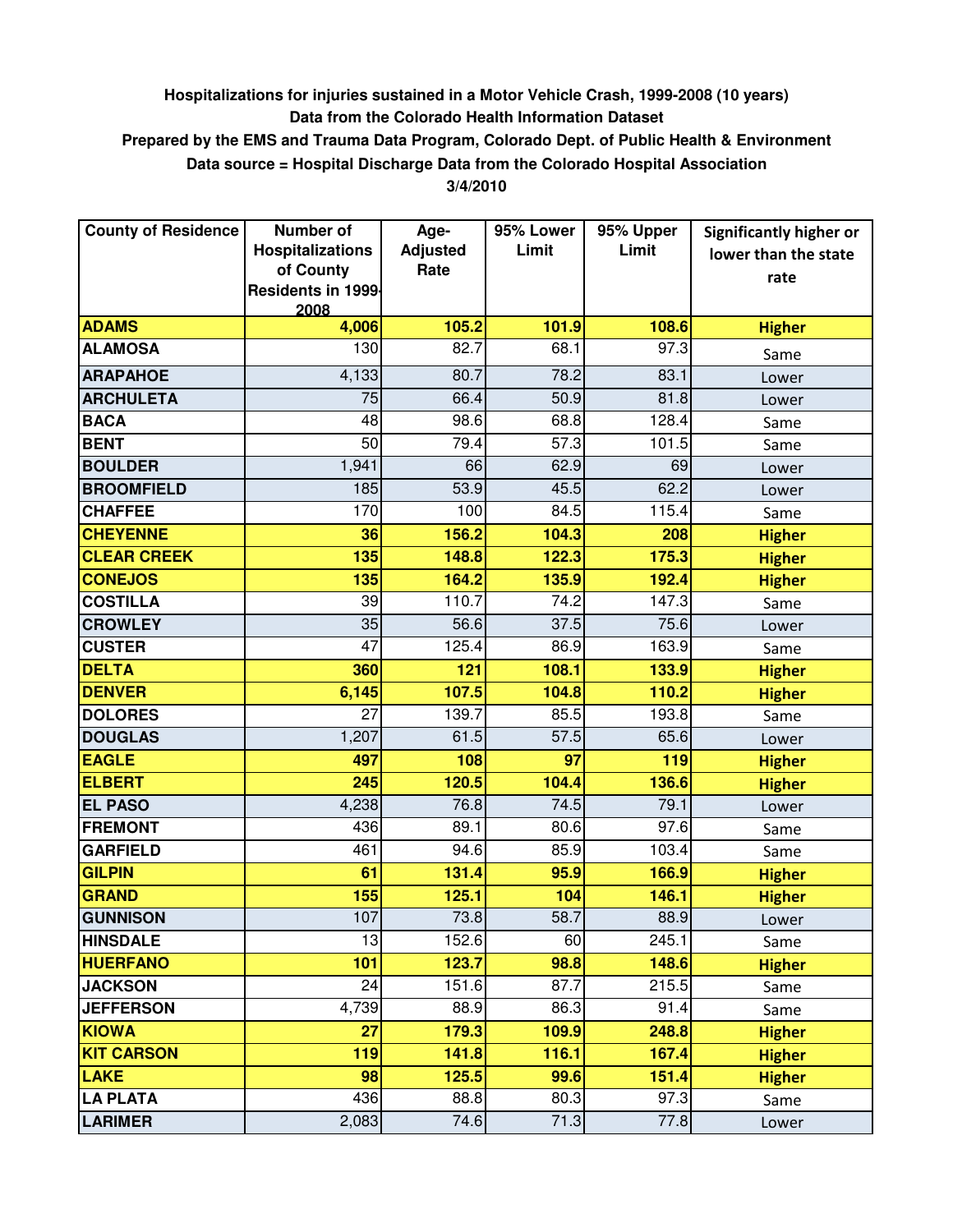**Hospitalizations for injuries sustained in a Motor Vehicle Crash, 1999-2008 (10 years)**
**Data from the Colorado Health Information Dataset**
**Prepared by the EMS and Trauma Data Program, Colorado Dept. of Public Health & Environment**
**Data source = Hospital Discharge Data from the Colorado Hospital Association**
**3/4/2010**

| County of Residence | Number of Hospitalizations of County Residents in 1999-2008 | Age-Adjusted Rate | 95% Lower Limit | 95% Upper Limit | Significantly higher or lower than the state rate |
|---|---|---|---|---|---|
| **ADAMS** | **4,006** | **105.2** | **101.9** | **108.6** | **Higher** |
| **ALAMOSA** | 130 | 82.7 | 68.1 | 97.3 | Same |
| **ARAPAHOE** | 4,133 | 80.7 | 78.2 | 83.1 | Lower |
| **ARCHULETA** | 75 | 66.4 | 50.9 | 81.8 | Lower |
| **BACA** | 48 | 98.6 | 68.8 | 128.4 | Same |
| **BENT** | 50 | 79.4 | 57.3 | 101.5 | Same |
| **BOULDER** | 1,941 | 66 | 62.9 | 69 | Lower |
| **BROOMFIELD** | 185 | 53.9 | 45.5 | 62.2 | Lower |
| **CHAFFEE** | 170 | 100 | 84.5 | 115.4 | Same |
| **CHEYENNE** | **36** | **156.2** | **104.3** | **208** | **Higher** |
| **CLEAR CREEK** | **135** | **148.8** | **122.3** | **175.3** | **Higher** |
| **CONEJOS** | **135** | **164.2** | **135.9** | **192.4** | **Higher** |
| **COSTILLA** | 39 | 110.7 | 74.2 | 147.3 | Same |
| **CROWLEY** | 35 | 56.6 | 37.5 | 75.6 | Lower |
| **CUSTER** | 47 | 125.4 | 86.9 | 163.9 | Same |
| **DELTA** | **360** | **121** | **108.1** | **133.9** | **Higher** |
| **DENVER** | **6,145** | **107.5** | **104.8** | **110.2** | **Higher** |
| **DOLORES** | 27 | 139.7 | 85.5 | 193.8 | Same |
| **DOUGLAS** | 1,207 | 61.5 | 57.5 | 65.6 | Lower |
| **EAGLE** | **497** | **108** | **97** | **119** | **Higher** |
| **ELBERT** | **245** | **120.5** | **104.4** | **136.6** | **Higher** |
| **EL PASO** | 4,238 | 76.8 | 74.5 | 79.1 | Lower |
| **FREMONT** | 436 | 89.1 | 80.6 | 97.6 | Same |
| **GARFIELD** | 461 | 94.6 | 85.9 | 103.4 | Same |
| **GILPIN** | **61** | **131.4** | **95.9** | **166.9** | **Higher** |
| **GRAND** | **155** | **125.1** | **104** | **146.1** | **Higher** |
| **GUNNISON** | 107 | 73.8 | 58.7 | 88.9 | Lower |
| **HINSDALE** | 13 | 152.6 | 60 | 245.1 | Same |
| **HUERFANO** | **101** | **123.7** | **98.8** | **148.6** | **Higher** |
| **JACKSON** | 24 | 151.6 | 87.7 | 215.5 | Same |
| **JEFFERSON** | 4,739 | 88.9 | 86.3 | 91.4 | Same |
| **KIOWA** | **27** | **179.3** | **109.9** | **248.8** | **Higher** |
| **KIT CARSON** | **119** | **141.8** | **116.1** | **167.4** | **Higher** |
| **LAKE** | **98** | **125.5** | **99.6** | **151.4** | **Higher** |
| **LA PLATA** | 436 | 88.8 | 80.3 | 97.3 | Same |
| **LARIMER** | 2,083 | 74.6 | 71.3 | 77.8 | Lower |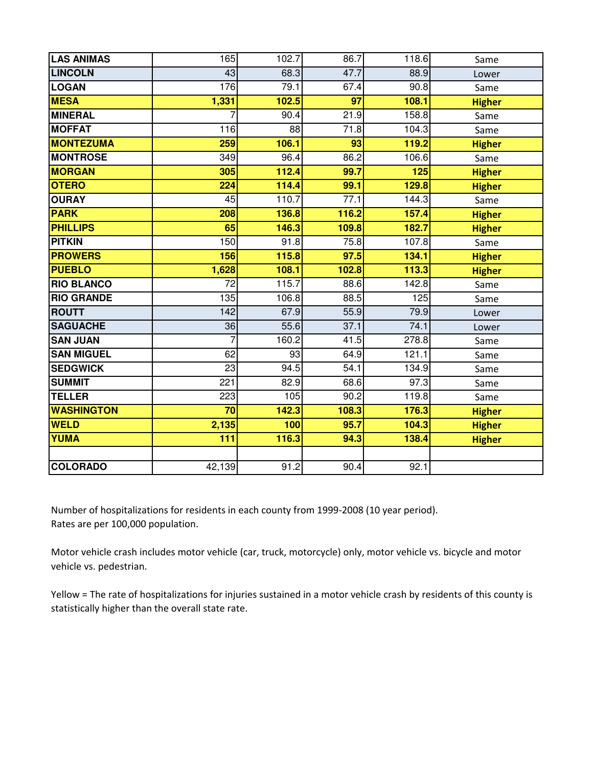| | | | | | |
|---|---|---|---|---|---|
| LAS ANIMAS | 165 | 102.7 | 86.7 | 118.6 | Same |
| LINCOLN | 43 | 68.3 | 47.7 | 88.9 | Lower |
| LOGAN | 176 | 79.1 | 67.4 | 90.8 | Same |
| **MESA** | **1,331** | **102.5** | **97** | **108.1** | **Higher** |
| MINERAL | 7 | 90.4 | 21.9 | 158.8 | Same |
| MOFFAT | 116 | 88 | 71.8 | 104.3 | Same |
| **MONTEZUMA** | **259** | **106.1** | **93** | **119.2** | **Higher** |
| MONTROSE | 349 | 96.4 | 86.2 | 106.6 | Same |
| **MORGAN** | **305** | **112.4** | **99.7** | **125** | **Higher** |
| **OTERO** | **224** | **114.4** | **99.1** | **129.8** | **Higher** |
| OURAY | 45 | 110.7 | 77.1 | 144.3 | Same |
| **PARK** | **208** | **136.8** | **116.2** | **157.4** | **Higher** |
| **PHILLIPS** | **65** | **146.3** | **109.8** | **182.7** | **Higher** |
| PITKIN | 150 | 91.8 | 75.8 | 107.8 | Same |
| **PROWERS** | **156** | **115.8** | **97.5** | **134.1** | **Higher** |
| **PUEBLO** | **1,628** | **108.1** | **102.8** | **113.3** | **Higher** |
| RIO BLANCO | 72 | 115.7 | 88.6 | 142.8 | Same |
| RIO GRANDE | 135 | 106.8 | 88.5 | 125 | Same |
| ROUTT | 142 | 67.9 | 55.9 | 79.9 | Lower |
| SAGUACHE | 36 | 55.6 | 37.1 | 74.1 | Lower |
| SAN JUAN | 7 | 160.2 | 41.5 | 278.8 | Same |
| SAN MIGUEL | 62 | 93 | 64.9 | 121.1 | Same |
| SEDGWICK | 23 | 94.5 | 54.1 | 134.9 | Same |
| SUMMIT | 221 | 82.9 | 68.6 | 97.3 | Same |
| TELLER | 223 | 105 | 90.2 | 119.8 | Same |
| **WASHINGTON** | **70** | **142.3** | **108.3** | **176.3** | **Higher** |
| **WELD** | **2,135** | **100** | **95.7** | **104.3** | **Higher** |
| **YUMA** | **111** | **116.3** | **94.3** | **138.4** | **Higher** |
| | | | | | |
| COLORADO | 42,139 | 91.2 | 90.4 | 92.1 | |

Number of hospitalizations for residents in each county from 1999-2008 (10 year period).
Rates are per 100,000 population.

Motor vehicle crash includes motor vehicle (car, truck, motorcycle) only, motor vehicle vs. bicycle and motor vehicle vs. pedestrian.

Yellow = The rate of hospitalizations for injuries sustained in a motor vehicle crash by residents of this county is statistically higher than the overall state rate.